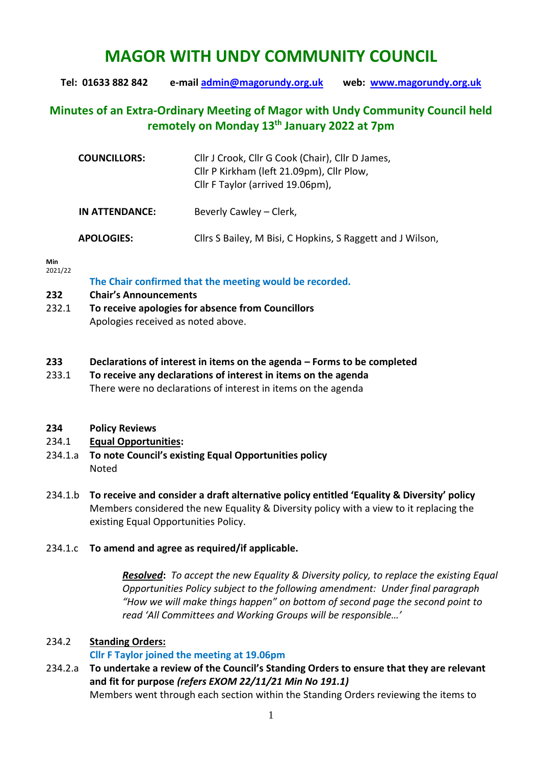# MAGOR WITH UNDY COMMUNITY COUNCIL

**Tel: 01633 882 842 e-mail admin@magorundy.org.uk web: www.magorundy.org.uk**

## Minutes of an Extra-Ordinary Meeting of Magor with Undy Community Council held remotely on Monday 13th January 2022 at 7pm

| | |
|---|---|
| **COUNCILLORS:** | Cllr J Crook, Cllr G Cook (Chair), Cllr D James, Cllr P Kirkham (left 21.09pm), Cllr Plow, Cllr F Taylor (arrived 19.06pm), |
| **IN ATTENDANCE:** | Beverly Cawley – Clerk, |
| **APOLOGIES:** | Cllrs S Bailey, M Bisi, C Hopkins, S Raggett and J Wilson, |

**Min**
2021/22

**The Chair confirmed that the meeting would be recorded.**

**232 Chair's Announcements**

232.1 **To receive apologies for absence from Councillors**
Apologies received as noted above.

**233 Declarations of interest in items on the agenda – Forms to be completed**

233.1 **To receive any declarations of interest in items on the agenda**
There were no declarations of interest in items on the agenda

**234 Policy Reviews**

234.1 **Equal Opportunities:**

234.1.a **To note Council's existing Equal Opportunities policy**
Noted

234.1.b **To receive and consider a draft alternative policy entitled 'Equality & Diversity' policy**
Members considered the new Equality & Diversity policy with a view to it replacing the existing Equal Opportunities Policy.

234.1.c **To amend and agree as required/if applicable.**

> ***Resolved***: *To accept the new Equality & Diversity policy, to replace the existing Equal Opportunities Policy subject to the following amendment: Under final paragraph "How we will make things happen" on bottom of second page the second point to read 'All Committees and Working Groups will be responsible…'*

234.2 **Standing Orders:**

**Cllr F Taylor joined the meeting at 19.06pm**

234.2.a **To undertake a review of the Council's Standing Orders to ensure that they are relevant and fit for purpose *(refers EXOM 22/11/21 Min No 191.1)***
Members went through each section within the Standing Orders reviewing the items to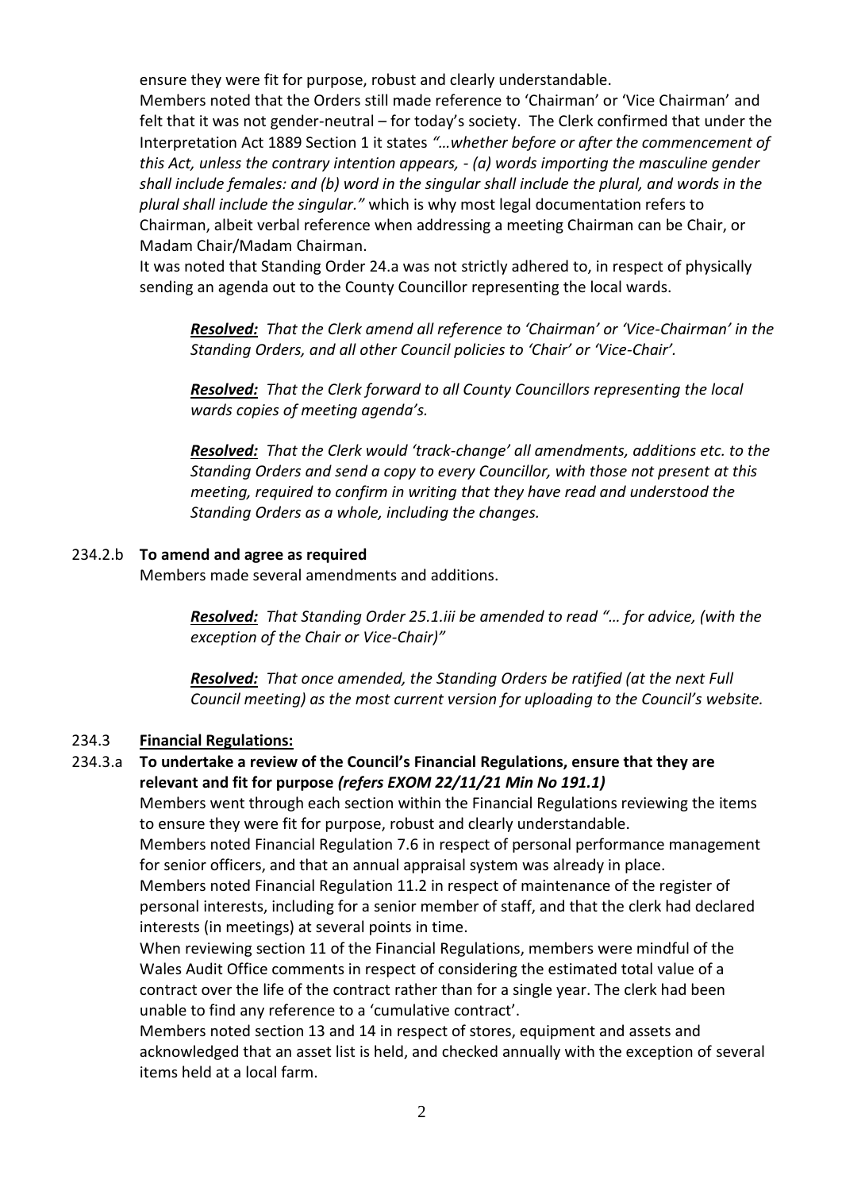ensure they were fit for purpose, robust and clearly understandable.

Members noted that the Orders still made reference to 'Chairman' or 'Vice Chairman' and felt that it was not gender-neutral – for today's society. The Clerk confirmed that under the Interpretation Act 1889 Section 1 it states *"…whether before or after the commencement of this Act, unless the contrary intention appears, - (a) words importing the masculine gender shall include females: and (b) word in the singular shall include the plural, and words in the plural shall include the singular."* which is why most legal documentation refers to Chairman, albeit verbal reference when addressing a meeting Chairman can be Chair, or Madam Chair/Madam Chairman.

It was noted that Standing Order 24.a was not strictly adhered to, in respect of physically sending an agenda out to the County Councillor representing the local wards.

> ***Resolved:*** *That the Clerk amend all reference to 'Chairman' or 'Vice-Chairman' in the Standing Orders, and all other Council policies to 'Chair' or 'Vice-Chair'.*
>
> ***Resolved:*** *That the Clerk forward to all County Councillors representing the local wards copies of meeting agenda's.*
>
> ***Resolved:*** *That the Clerk would 'track-change' all amendments, additions etc. to the Standing Orders and send a copy to every Councillor, with those not present at this meeting, required to confirm in writing that they have read and understood the Standing Orders as a whole, including the changes.*

234.2.b **To amend and agree as required**

Members made several amendments and additions.

> ***Resolved:*** *That Standing Order 25.1.iii be amended to read "… for advice, (with the exception of the Chair or Vice-Chair)"*
>
> ***Resolved:*** *That once amended, the Standing Orders be ratified (at the next Full Council meeting) as the most current version for uploading to the Council's website.*

234.3 **Financial Regulations:**

234.3.a **To undertake a review of the Council's Financial Regulations, ensure that they are relevant and fit for purpose** ***(refers EXOM 22/11/21 Min No 191.1)***

Members went through each section within the Financial Regulations reviewing the items to ensure they were fit for purpose, robust and clearly understandable.

Members noted Financial Regulation 7.6 in respect of personal performance management for senior officers, and that an annual appraisal system was already in place.

Members noted Financial Regulation 11.2 in respect of maintenance of the register of personal interests, including for a senior member of staff, and that the clerk had declared interests (in meetings) at several points in time.

When reviewing section 11 of the Financial Regulations, members were mindful of the Wales Audit Office comments in respect of considering the estimated total value of a contract over the life of the contract rather than for a single year. The clerk had been unable to find any reference to a 'cumulative contract'.

Members noted section 13 and 14 in respect of stores, equipment and assets and acknowledged that an asset list is held, and checked annually with the exception of several items held at a local farm.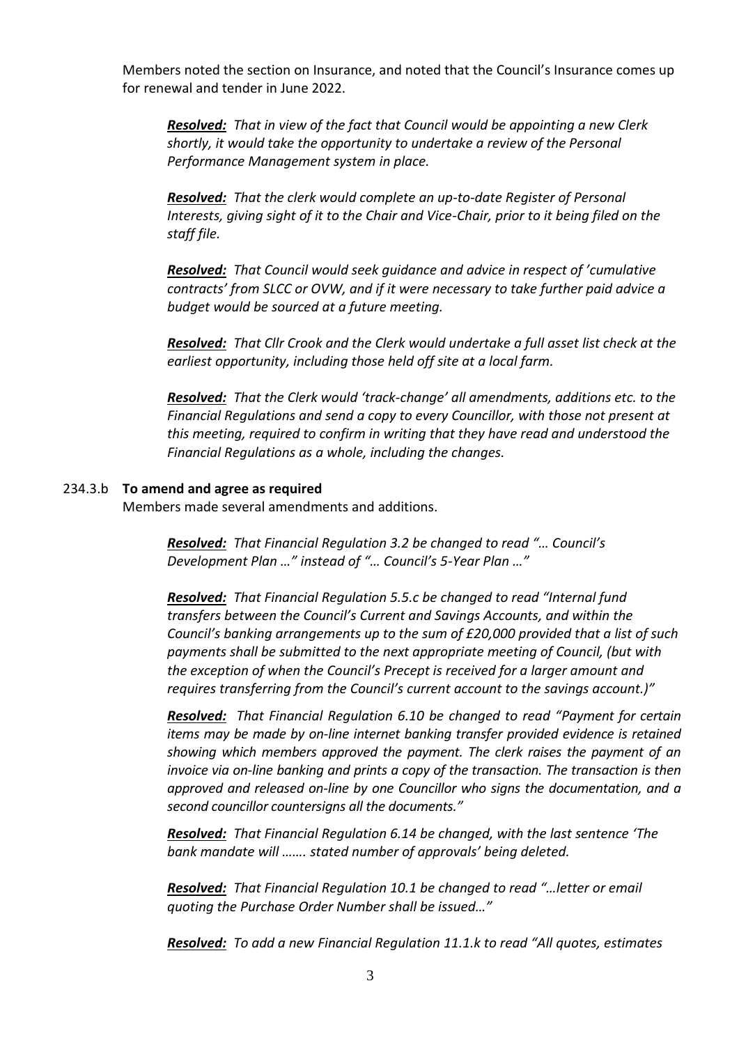Members noted the section on Insurance, and noted that the Council's Insurance comes up for renewal and tender in June 2022.

> ***Resolved:*** *That in view of the fact that Council would be appointing a new Clerk shortly, it would take the opportunity to undertake a review of the Personal Performance Management system in place.*
>
> ***Resolved:*** *That the clerk would complete an up-to-date Register of Personal Interests, giving sight of it to the Chair and Vice-Chair, prior to it being filed on the staff file.*
>
> ***Resolved:*** *That Council would seek guidance and advice in respect of 'cumulative contracts' from SLCC or OVW, and if it were necessary to take further paid advice a budget would be sourced at a future meeting.*
>
> ***Resolved:*** *That Cllr Crook and the Clerk would undertake a full asset list check at the earliest opportunity, including those held off site at a local farm.*
>
> ***Resolved:*** *That the Clerk would 'track-change' all amendments, additions etc. to the Financial Regulations and send a copy to every Councillor, with those not present at this meeting, required to confirm in writing that they have read and understood the Financial Regulations as a whole, including the changes.*

234.3.b **To amend and agree as required**

Members made several amendments and additions.

> ***Resolved:*** *That Financial Regulation 3.2 be changed to read "… Council's Development Plan …" instead of "… Council's 5-Year Plan …"*
>
> ***Resolved:*** *That Financial Regulation 5.5.c be changed to read "Internal fund transfers between the Council's Current and Savings Accounts, and within the Council's banking arrangements up to the sum of £20,000 provided that a list of such payments shall be submitted to the next appropriate meeting of Council, (but with the exception of when the Council's Precept is received for a larger amount and requires transferring from the Council's current account to the savings account.)"*
>
> ***Resolved:*** *That Financial Regulation 6.10 be changed to read "Payment for certain items may be made by on-line internet banking transfer provided evidence is retained showing which members approved the payment. The clerk raises the payment of an invoice via on-line banking and prints a copy of the transaction. The transaction is then approved and released on-line by one Councillor who signs the documentation, and a second councillor countersigns all the documents."*
>
> ***Resolved:*** *That Financial Regulation 6.14 be changed, with the last sentence 'The bank mandate will ……. stated number of approvals' being deleted.*
>
> ***Resolved:*** *That Financial Regulation 10.1 be changed to read "…letter or email quoting the Purchase Order Number shall be issued…"*
>
> ***Resolved:*** *To add a new Financial Regulation 11.1.k to read "All quotes, estimates*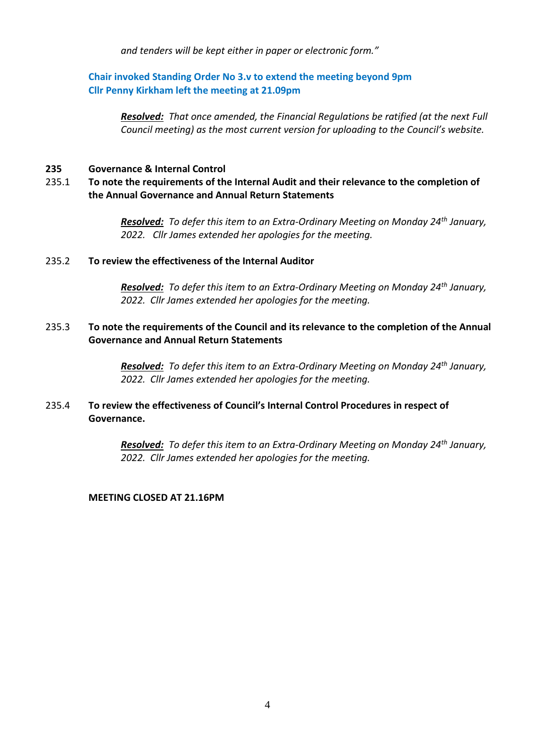*and tenders will be kept either in paper or electronic form."*

**Chair invoked Standing Order No 3.v to extend the meeting beyond 9pm**
**Cllr Penny Kirkham left the meeting at 21.09pm**

> ***Resolved:*** *That once amended, the Financial Regulations be ratified (at the next Full Council meeting) as the most current version for uploading to the Council's website.*

**235 Governance & Internal Control**

235.1 **To note the requirements of the Internal Audit and their relevance to the completion of the Annual Governance and Annual Return Statements**

> ***Resolved:*** *To defer this item to an Extra-Ordinary Meeting on Monday 24th January, 2022. Cllr James extended her apologies for the meeting.*

235.2 **To review the effectiveness of the Internal Auditor**

> ***Resolved:*** *To defer this item to an Extra-Ordinary Meeting on Monday 24th January, 2022. Cllr James extended her apologies for the meeting.*

235.3 **To note the requirements of the Council and its relevance to the completion of the Annual Governance and Annual Return Statements**

> ***Resolved:*** *To defer this item to an Extra-Ordinary Meeting on Monday 24th January, 2022. Cllr James extended her apologies for the meeting.*

235.4 **To review the effectiveness of Council's Internal Control Procedures in respect of Governance.**

> ***Resolved:*** *To defer this item to an Extra-Ordinary Meeting on Monday 24th January, 2022. Cllr James extended her apologies for the meeting.*

**MEETING CLOSED AT 21.16PM**